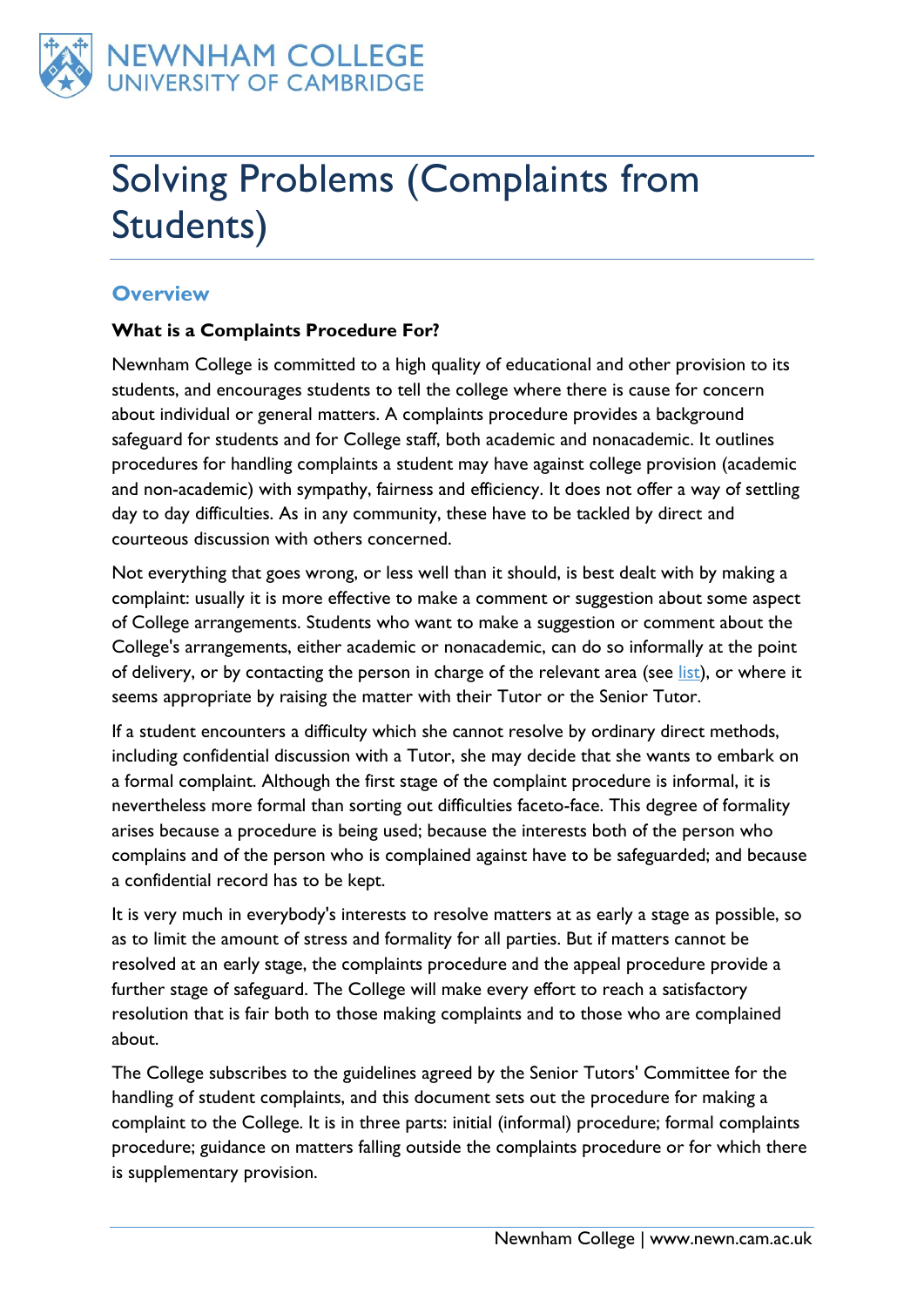# Solving Problems (Complaints from Students)

## Overview

**What is a Complaints Procedure For?**

Newnham College is committed to a high quality of educational and other provision to its students, and encourages students to tell the college where there is cause for concern about individual or general matters. A complaints procedure provides a background safeguard for students and for College staff, both academic and nonacademic. It outlines procedures for handling complaints a student may have against college provision (academic and non-academic) with sympathy, fairness and efficiency. It does not offer a way of settling day to day difficulties. As in any community, these have to be tackled by direct and courteous discussion with others concerned.

Not everything that goes wrong, or less well than it should, is best dealt with by making a complaint: usually it is more effective to make a comment or suggestion about some aspect of College arrangements. Students who want to make a suggestion or comment about the College's arrangements, either academic or nonacademic, can do so informally at the point of delivery, or by contacting the person in charge of the relevant area (see list), or where it seems appropriate by raising the matter with their Tutor or the Senior Tutor.

If a student encounters a difficulty which she cannot resolve by ordinary direct methods, including confidential discussion with a Tutor, she may decide that she wants to embark on a formal complaint. Although the first stage of the complaint procedure is informal, it is nevertheless more formal than sorting out difficulties faceto-face. This degree of formality arises because a procedure is being used; because the interests both of the person who complains and of the person who is complained against have to be safeguarded; and because a confidential record has to be kept.

It is very much in everybody's interests to resolve matters at as early a stage as possible, so as to limit the amount of stress and formality for all parties. But if matters cannot be resolved at an early stage, the complaints procedure and the appeal procedure provide a further stage of safeguard. The College will make every effort to reach a satisfactory resolution that is fair both to those making complaints and to those who are complained about.

The College subscribes to the guidelines agreed by the Senior Tutors' Committee for the handling of student complaints, and this document sets out the procedure for making a complaint to the College. It is in three parts: initial (informal) procedure; formal complaints procedure; guidance on matters falling outside the complaints procedure or for which there is supplementary provision.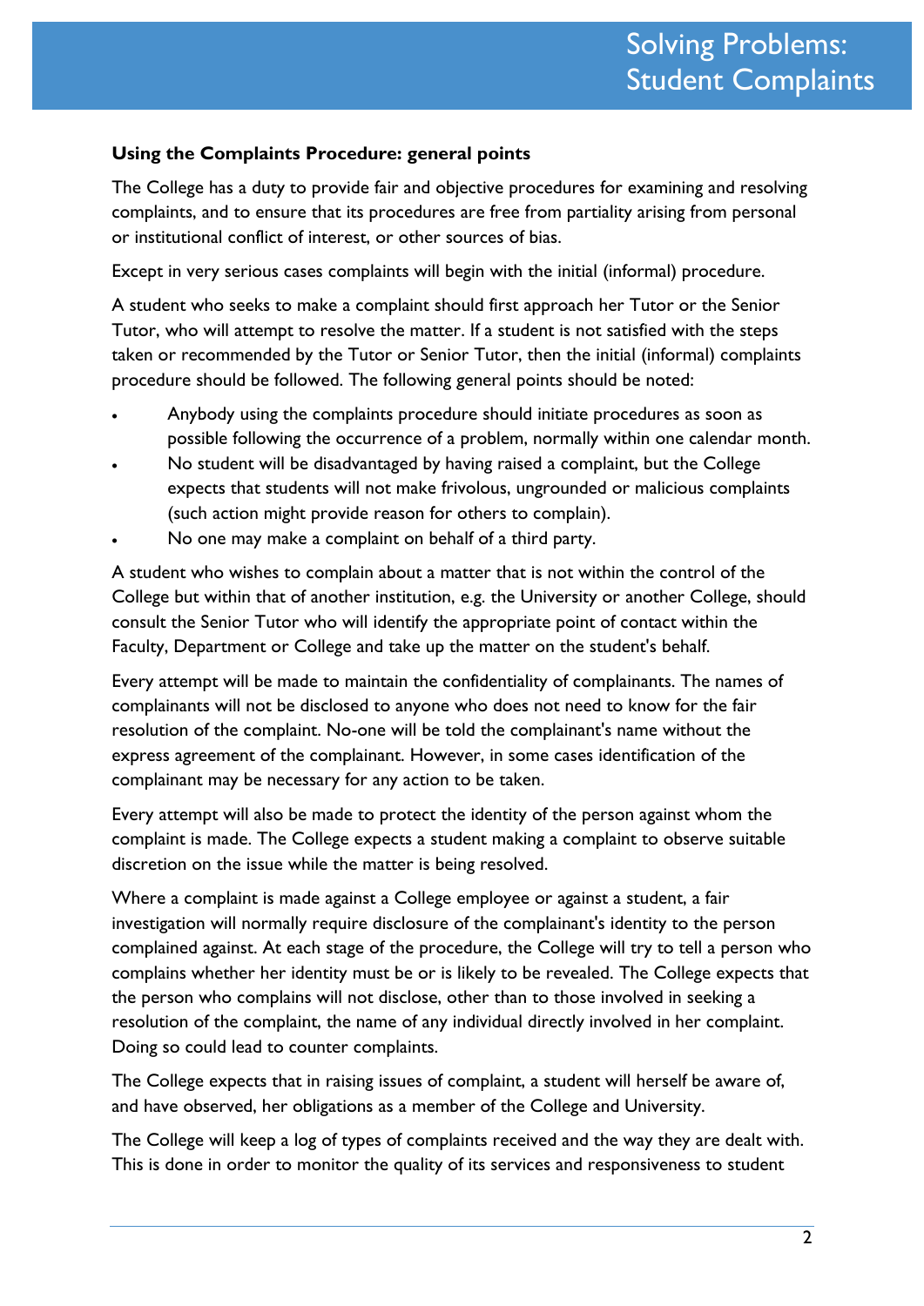**Using the Complaints Procedure: general points**

The College has a duty to provide fair and objective procedures for examining and resolving complaints, and to ensure that its procedures are free from partiality arising from personal or institutional conflict of interest, or other sources of bias.

Except in very serious cases complaints will begin with the initial (informal) procedure.

A student who seeks to make a complaint should first approach her Tutor or the Senior Tutor, who will attempt to resolve the matter. If a student is not satisfied with the steps taken or recommended by the Tutor or Senior Tutor, then the initial (informal) complaints procedure should be followed. The following general points should be noted:

- Anybody using the complaints procedure should initiate procedures as soon as possible following the occurrence of a problem, normally within one calendar month.
- No student will be disadvantaged by having raised a complaint, but the College expects that students will not make frivolous, ungrounded or malicious complaints (such action might provide reason for others to complain).
- No one may make a complaint on behalf of a third party.

A student who wishes to complain about a matter that is not within the control of the College but within that of another institution, e.g. the University or another College, should consult the Senior Tutor who will identify the appropriate point of contact within the Faculty, Department or College and take up the matter on the student's behalf.

Every attempt will be made to maintain the confidentiality of complainants. The names of complainants will not be disclosed to anyone who does not need to know for the fair resolution of the complaint. No-one will be told the complainant's name without the express agreement of the complainant. However, in some cases identification of the complainant may be necessary for any action to be taken.

Every attempt will also be made to protect the identity of the person against whom the complaint is made. The College expects a student making a complaint to observe suitable discretion on the issue while the matter is being resolved.

Where a complaint is made against a College employee or against a student, a fair investigation will normally require disclosure of the complainant's identity to the person complained against. At each stage of the procedure, the College will try to tell a person who complains whether her identity must be or is likely to be revealed. The College expects that the person who complains will not disclose, other than to those involved in seeking a resolution of the complaint, the name of any individual directly involved in her complaint. Doing so could lead to counter complaints.

The College expects that in raising issues of complaint, a student will herself be aware of, and have observed, her obligations as a member of the College and University.

The College will keep a log of types of complaints received and the way they are dealt with. This is done in order to monitor the quality of its services and responsiveness to student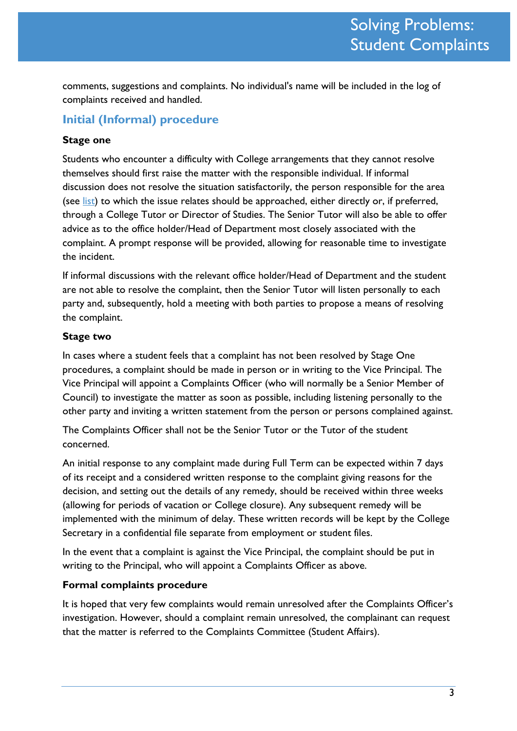comments, suggestions and complaints. No individual's name will be included in the log of complaints received and handled.

## Initial (Informal) procedure

**Stage one**

Students who encounter a difficulty with College arrangements that they cannot resolve themselves should first raise the matter with the responsible individual. If informal discussion does not resolve the situation satisfactorily, the person responsible for the area (see list) to which the issue relates should be approached, either directly or, if preferred, through a College Tutor or Director of Studies. The Senior Tutor will also be able to offer advice as to the office holder/Head of Department most closely associated with the complaint. A prompt response will be provided, allowing for reasonable time to investigate the incident.

If informal discussions with the relevant office holder/Head of Department and the student are not able to resolve the complaint, then the Senior Tutor will listen personally to each party and, subsequently, hold a meeting with both parties to propose a means of resolving the complaint.

**Stage two**

In cases where a student feels that a complaint has not been resolved by Stage One procedures, a complaint should be made in person or in writing to the Vice Principal. The Vice Principal will appoint a Complaints Officer (who will normally be a Senior Member of Council) to investigate the matter as soon as possible, including listening personally to the other party and inviting a written statement from the person or persons complained against.

The Complaints Officer shall not be the Senior Tutor or the Tutor of the student concerned.

An initial response to any complaint made during Full Term can be expected within 7 days of its receipt and a considered written response to the complaint giving reasons for the decision, and setting out the details of any remedy, should be received within three weeks (allowing for periods of vacation or College closure). Any subsequent remedy will be implemented with the minimum of delay. These written records will be kept by the College Secretary in a confidential file separate from employment or student files.

In the event that a complaint is against the Vice Principal, the complaint should be put in writing to the Principal, who will appoint a Complaints Officer as above.

**Formal complaints procedure**

It is hoped that very few complaints would remain unresolved after the Complaints Officer's investigation. However, should a complaint remain unresolved, the complainant can request that the matter is referred to the Complaints Committee (Student Affairs).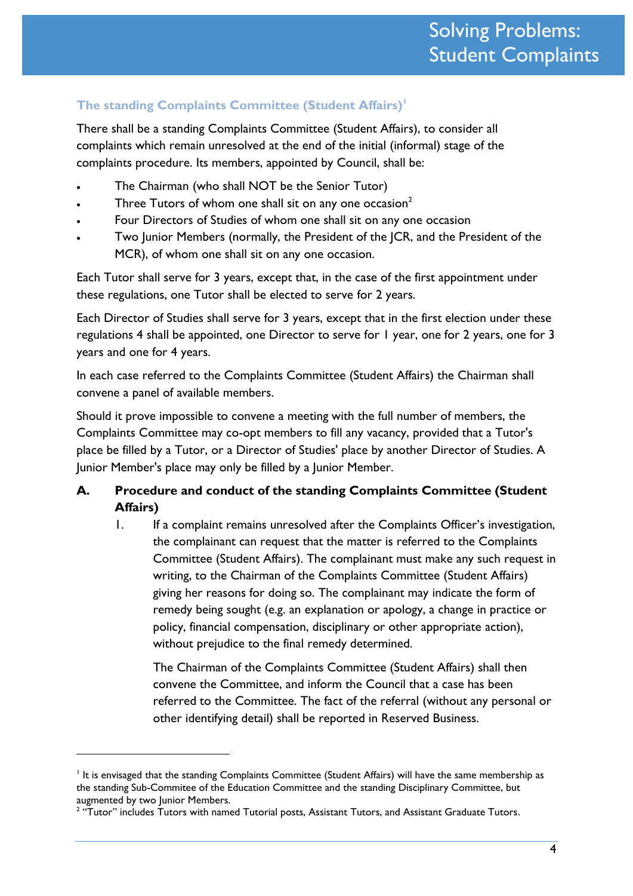## The standing Complaints Committee (Student Affairs)[1]

There shall be a standing Complaints Committee (Student Affairs), to consider all complaints which remain unresolved at the end of the initial (informal) stage of the complaints procedure. Its members, appointed by Council, shall be:

- The Chairman (who shall NOT be the Senior Tutor)
- Three Tutors of whom one shall sit on any one occasion[2]
- Four Directors of Studies of whom one shall sit on any one occasion
- Two Junior Members (normally, the President of the JCR, and the President of the MCR), of whom one shall sit on any one occasion.

Each Tutor shall serve for 3 years, except that, in the case of the first appointment under these regulations, one Tutor shall be elected to serve for 2 years.

Each Director of Studies shall serve for 3 years, except that in the first election under these regulations 4 shall be appointed, one Director to serve for 1 year, one for 2 years, one for 3 years and one for 4 years.

In each case referred to the Complaints Committee (Student Affairs) the Chairman shall convene a panel of available members.

Should it prove impossible to convene a meeting with the full number of members, the Complaints Committee may co-opt members to fill any vacancy, provided that a Tutor's place be filled by a Tutor, or a Director of Studies' place by another Director of Studies. A Junior Member's place may only be filled by a Junior Member.

### A. Procedure and conduct of the standing Complaints Committee (Student Affairs)

1. If a complaint remains unresolved after the Complaints Officer's investigation, the complainant can request that the matter is referred to the Complaints Committee (Student Affairs). The complainant must make any such request in writing, to the Chairman of the Complaints Committee (Student Affairs) giving her reasons for doing so. The complainant may indicate the form of remedy being sought (e.g. an explanation or apology, a change in practice or policy, financial compensation, disciplinary or other appropriate action), without prejudice to the final remedy determined.

   The Chairman of the Complaints Committee (Student Affairs) shall then convene the Committee, and inform the Council that a case has been referred to the Committee. The fact of the referral (without any personal or other identifying detail) shall be reported in Reserved Business.

---

[1] It is envisaged that the standing Complaints Committee (Student Affairs) will have the same membership as the standing Sub-Commitee of the Education Committee and the standing Disciplinary Committee, but augmented by two Junior Members.

[2] "Tutor" includes Tutors with named Tutorial posts, Assistant Tutors, and Assistant Graduate Tutors.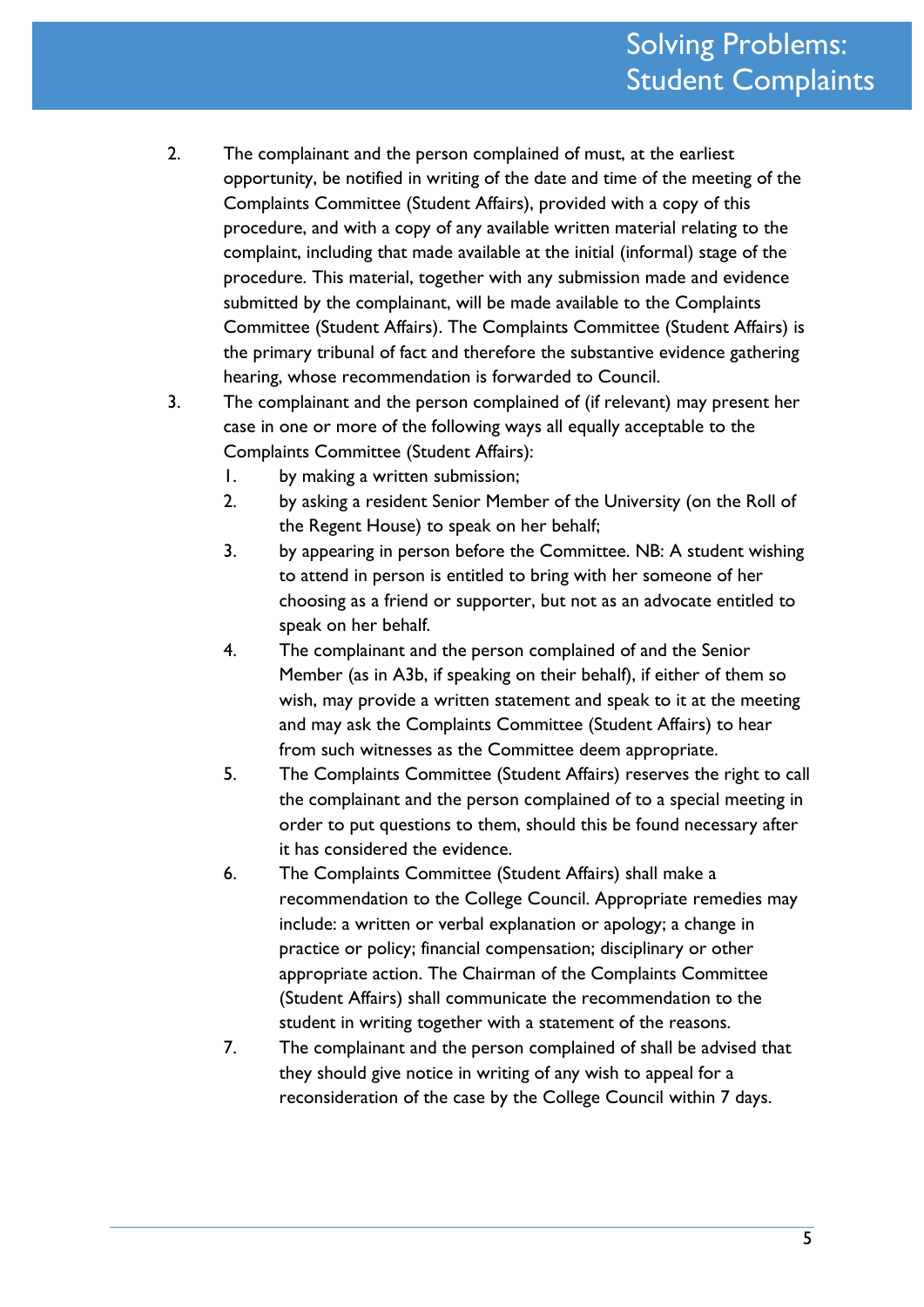2. The complainant and the person complained of must, at the earliest opportunity, be notified in writing of the date and time of the meeting of the Complaints Committee (Student Affairs), provided with a copy of this procedure, and with a copy of any available written material relating to the complaint, including that made available at the initial (informal) stage of the procedure. This material, together with any submission made and evidence submitted by the complainant, will be made available to the Complaints Committee (Student Affairs). The Complaints Committee (Student Affairs) is the primary tribunal of fact and therefore the substantive evidence gathering hearing, whose recommendation is forwarded to Council.
3. The complainant and the person complained of (if relevant) may present her case in one or more of the following ways all equally acceptable to the Complaints Committee (Student Affairs):
    1. by making a written submission;
    2. by asking a resident Senior Member of the University (on the Roll of the Regent House) to speak on her behalf;
    3. by appearing in person before the Committee. NB: A student wishing to attend in person is entitled to bring with her someone of her choosing as a friend or supporter, but not as an advocate entitled to speak on her behalf.
    4. The complainant and the person complained of and the Senior Member (as in A3b, if speaking on their behalf), if either of them so wish, may provide a written statement and speak to it at the meeting and may ask the Complaints Committee (Student Affairs) to hear from such witnesses as the Committee deem appropriate.
    5. The Complaints Committee (Student Affairs) reserves the right to call the complainant and the person complained of to a special meeting in order to put questions to them, should this be found necessary after it has considered the evidence.
    6. The Complaints Committee (Student Affairs) shall make a recommendation to the College Council. Appropriate remedies may include: a written or verbal explanation or apology; a change in practice or policy; financial compensation; disciplinary or other appropriate action. The Chairman of the Complaints Committee (Student Affairs) shall communicate the recommendation to the student in writing together with a statement of the reasons.
    7. The complainant and the person complained of shall be advised that they should give notice in writing of any wish to appeal for a reconsideration of the case by the College Council within 7 days.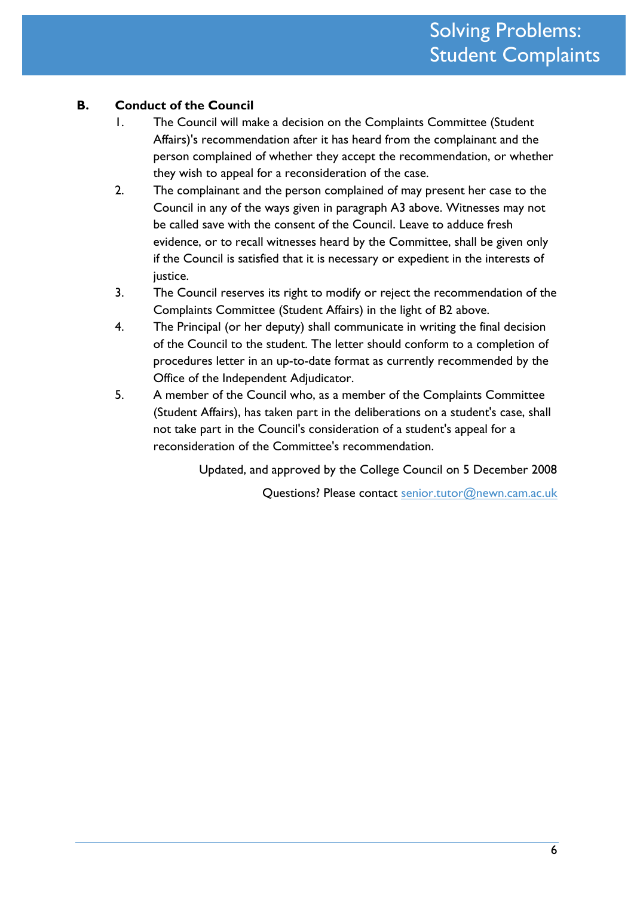## B. Conduct of the Council

1. The Council will make a decision on the Complaints Committee (Student Affairs)'s recommendation after it has heard from the complainant and the person complained of whether they accept the recommendation, or whether they wish to appeal for a reconsideration of the case.
2. The complainant and the person complained of may present her case to the Council in any of the ways given in paragraph A3 above. Witnesses may not be called save with the consent of the Council. Leave to adduce fresh evidence, or to recall witnesses heard by the Committee, shall be given only if the Council is satisfied that it is necessary or expedient in the interests of justice.
3. The Council reserves its right to modify or reject the recommendation of the Complaints Committee (Student Affairs) in the light of B2 above.
4. The Principal (or her deputy) shall communicate in writing the final decision of the Council to the student. The letter should conform to a completion of procedures letter in an up-to-date format as currently recommended by the Office of the Independent Adjudicator.
5. A member of the Council who, as a member of the Complaints Committee (Student Affairs), has taken part in the deliberations on a student's case, shall not take part in the Council's consideration of a student's appeal for a reconsideration of the Committee's recommendation.

Updated, and approved by the College Council on 5 December 2008

Questions? Please contact senior.tutor@newn.cam.ac.uk